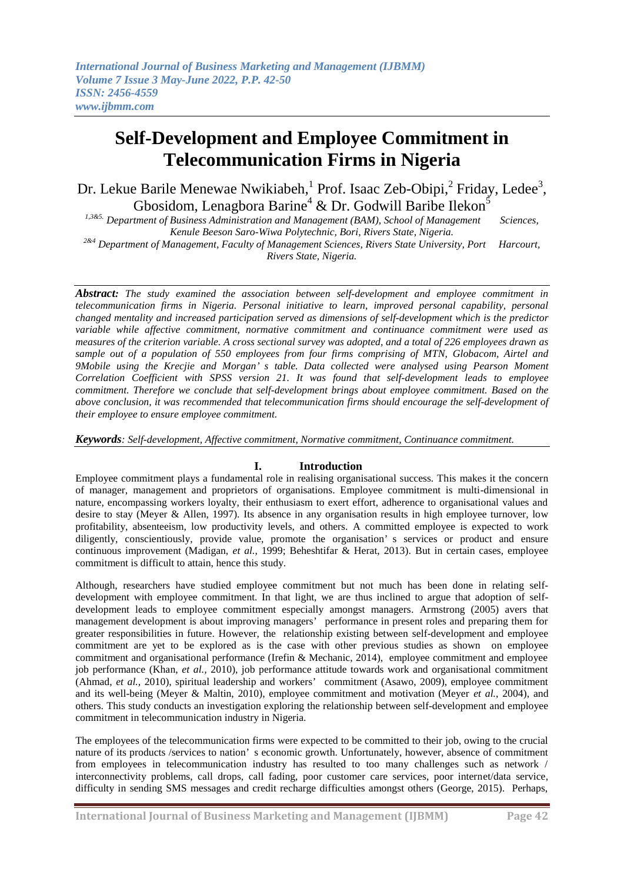# Self-Development and Employee Commitment in Telecommunication Firms in Nigeria

Dr. Lekue Barile Menewae Nwikiabeh,[1] Prof. Isaac Zeb-Obipi,[2] Friday, Ledee[3], Gbosidom, Lenagbora Barine[4] & Dr. Godwill Baribe Ilekon[5]

*[1,3&5.] Department of Business Administration and Management (BAM), School of Management Sciences, Kenule Beeson Saro-Wiwa Polytechnic, Bori, Rivers State, Nigeria.*
*[2&4] Department of Management, Faculty of Management Sciences, Rivers State University, Port Harcourt, Rivers State, Nigeria.*

***Abstract:*** *The study examined the association between self-development and employee commitment in telecommunication firms in Nigeria. Personal initiative to learn, improved personal capability, personal changed mentality and increased participation served as dimensions of self-development which is the predictor variable while affective commitment, normative commitment and continuance commitment were used as measures of the criterion variable. A cross sectional survey was adopted, and a total of 226 employees drawn as sample out of a population of 550 employees from four firms comprising of MTN, Globacom, Airtel and 9Mobile using the Krecjie and Morgan' s table. Data collected were analysed using Pearson Moment Correlation Coefficient with SPSS version 21. It was found that self-development leads to employee commitment. Therefore we conclude that self-development brings about employee commitment. Based on the above conclusion, it was recommended that telecommunication firms should encourage the self-development of their employee to ensure employee commitment.*

***Keywords****: Self-development, Affective commitment, Normative commitment, Continuance commitment.*

## I. Introduction

Employee commitment plays a fundamental role in realising organisational success. This makes it the concern of manager, management and proprietors of organisations. Employee commitment is multi-dimensional in nature, encompassing workers loyalty, their enthusiasm to exert effort, adherence to organisational values and desire to stay (Meyer & Allen, 1997). Its absence in any organisation results in high employee turnover, low profitability, absenteeism, low productivity levels, and others. A committed employee is expected to work diligently, conscientiously, provide value, promote the organisation' s services or product and ensure continuous improvement (Madigan, *et al.,* 1999; Beheshtifar & Herat, 2013). But in certain cases, employee commitment is difficult to attain, hence this study.

Although, researchers have studied employee commitment but not much has been done in relating self-development with employee commitment. In that light, we are thus inclined to argue that adoption of self-development leads to employee commitment especially amongst managers. Armstrong (2005) avers that management development is about improving managers' performance in present roles and preparing them for greater responsibilities in future. However, the relationship existing between self-development and employee commitment are yet to be explored as is the case with other previous studies as shown on employee commitment and organisational performance (Irefin & Mechanic, 2014), employee commitment and employee job performance (Khan, *et al.,* 2010), job performance attitude towards work and organisational commitment (Ahmad, *et al.,* 2010), spiritual leadership and workers' commitment (Asawo, 2009), employee commitment and its well-being (Meyer & Maltin, 2010), employee commitment and motivation (Meyer *et al.*, 2004), and others. This study conducts an investigation exploring the relationship between self-development and employee commitment in telecommunication industry in Nigeria.

The employees of the telecommunication firms were expected to be committed to their job, owing to the crucial nature of its products /services to nation' s economic growth. Unfortunately, however, absence of commitment from employees in telecommunication industry has resulted to too many challenges such as network / interconnectivity problems, call drops, call fading, poor customer care services, poor internet/data service, difficulty in sending SMS messages and credit recharge difficulties amongst others (George, 2015). Perhaps,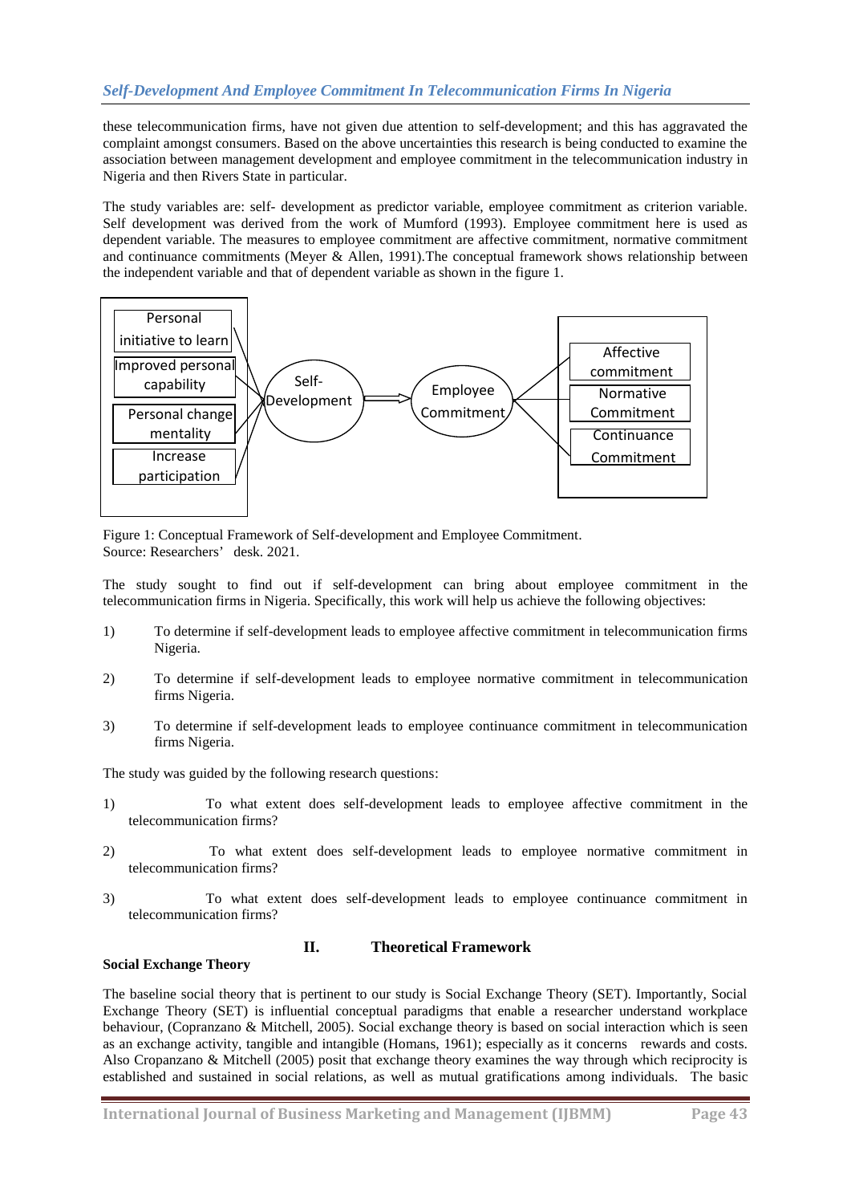these telecommunication firms, have not given due attention to self-development; and this has aggravated the complaint amongst consumers. Based on the above uncertainties this research is being conducted to examine the association between management development and employee commitment in the telecommunication industry in Nigeria and then Rivers State in particular.

The study variables are: self- development as predictor variable, employee commitment as criterion variable. Self development was derived from the work of Mumford (1993). Employee commitment here is used as dependent variable. The measures to employee commitment are affective commitment, normative commitment and continuance commitments (Meyer & Allen, 1991).The conceptual framework shows relationship between the independent variable and that of dependent variable as shown in the figure 1.

Personal initiative to learn

Improved personal capability

Personal change mentality

Increase participation

Self-Development

Employee Commitment

Affective commitment

Normative Commitment

Continuance Commitment

Figure 1: Conceptual Framework of Self-development and Employee Commitment.
Source: Researchers' desk. 2021.

The study sought to find out if self-development can bring about employee commitment in the telecommunication firms in Nigeria. Specifically, this work will help us achieve the following objectives:

1) To determine if self-development leads to employee affective commitment in telecommunication firms Nigeria.

2) To determine if self-development leads to employee normative commitment in telecommunication firms Nigeria.

3) To determine if self-development leads to employee continuance commitment in telecommunication firms Nigeria.

The study was guided by the following research questions:

1) To what extent does self-development leads to employee affective commitment in the telecommunication firms?

2) To what extent does self-development leads to employee normative commitment in telecommunication firms?

3) To what extent does self-development leads to employee continuance commitment in telecommunication firms?

## II. Theoretical Framework

**Social Exchange Theory**

The baseline social theory that is pertinent to our study is Social Exchange Theory (SET). Importantly, Social Exchange Theory (SET) is influential conceptual paradigms that enable a researcher understand workplace behaviour, (Copranzano & Mitchell, 2005). Social exchange theory is based on social interaction which is seen as an exchange activity, tangible and intangible (Homans, 1961); especially as it concerns rewards and costs. Also Cropanzano & Mitchell (2005) posit that exchange theory examines the way through which reciprocity is established and sustained in social relations, as well as mutual gratifications among individuals. The basic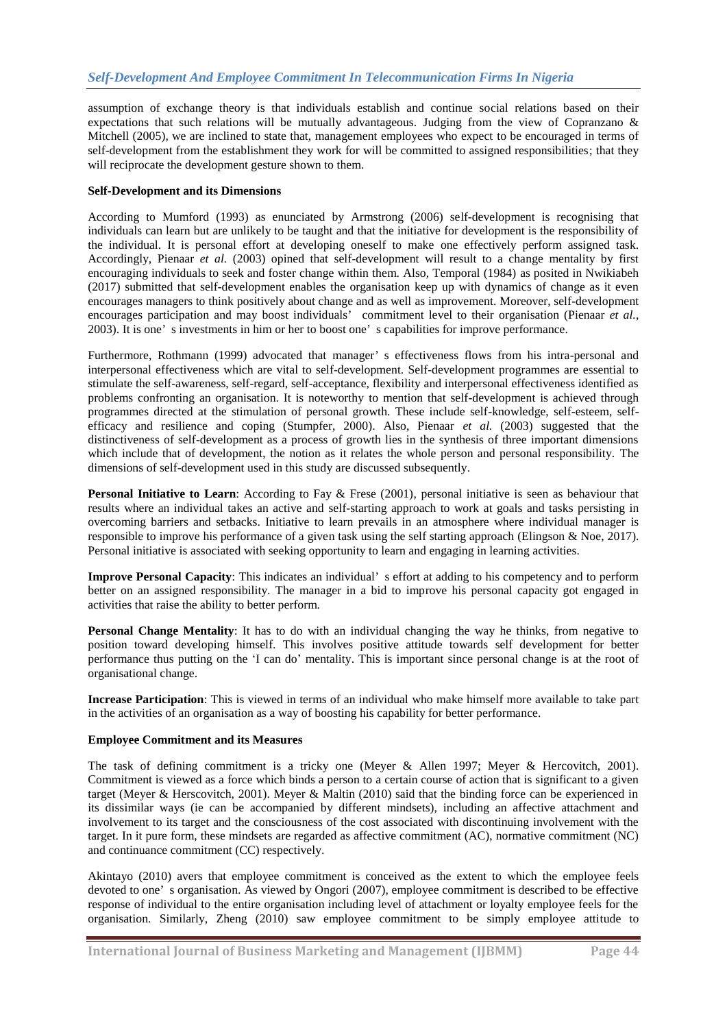assumption of exchange theory is that individuals establish and continue social relations based on their expectations that such relations will be mutually advantageous. Judging from the view of Copranzano & Mitchell (2005), we are inclined to state that, management employees who expect to be encouraged in terms of self-development from the establishment they work for will be committed to assigned responsibilities; that they will reciprocate the development gesture shown to them.

**Self-Development and its Dimensions**

According to Mumford (1993) as enunciated by Armstrong (2006) self-development is recognising that individuals can learn but are unlikely to be taught and that the initiative for development is the responsibility of the individual. It is personal effort at developing oneself to make one effectively perform assigned task. Accordingly, Pienaar *et al.* (2003) opined that self-development will result to a change mentality by first encouraging individuals to seek and foster change within them. Also, Temporal (1984) as posited in Nwikiabeh (2017) submitted that self-development enables the organisation keep up with dynamics of change as it even encourages managers to think positively about change and as well as improvement. Moreover, self-development encourages participation and may boost individuals' commitment level to their organisation (Pienaar *et al.*, 2003). It is one's investments in him or her to boost one's capabilities for improve performance.

Furthermore, Rothmann (1999) advocated that manager's effectiveness flows from his intra-personal and interpersonal effectiveness which are vital to self-development. Self-development programmes are essential to stimulate the self-awareness, self-regard, self-acceptance, flexibility and interpersonal effectiveness identified as problems confronting an organisation. It is noteworthy to mention that self-development is achieved through programmes directed at the stimulation of personal growth. These include self-knowledge, self-esteem, self-efficacy and resilience and coping (Stumpfer, 2000). Also, Pienaar *et al.* (2003) suggested that the distinctiveness of self-development as a process of growth lies in the synthesis of three important dimensions which include that of development, the notion as it relates the whole person and personal responsibility. The dimensions of self-development used in this study are discussed subsequently.

**Personal Initiative to Learn**: According to Fay & Frese (2001), personal initiative is seen as behaviour that results where an individual takes an active and self-starting approach to work at goals and tasks persisting in overcoming barriers and setbacks. Initiative to learn prevails in an atmosphere where individual manager is responsible to improve his performance of a given task using the self starting approach (Elingson & Noe, 2017). Personal initiative is associated with seeking opportunity to learn and engaging in learning activities.

**Improve Personal Capacity**: This indicates an individual's effort at adding to his competency and to perform better on an assigned responsibility. The manager in a bid to improve his personal capacity got engaged in activities that raise the ability to better perform.

**Personal Change Mentality**: It has to do with an individual changing the way he thinks, from negative to position toward developing himself. This involves positive attitude towards self development for better performance thus putting on the 'I can do' mentality. This is important since personal change is at the root of organisational change.

**Increase Participation**: This is viewed in terms of an individual who make himself more available to take part in the activities of an organisation as a way of boosting his capability for better performance.

**Employee Commitment and its Measures**

The task of defining commitment is a tricky one (Meyer & Allen 1997; Meyer & Hercovitch, 2001). Commitment is viewed as a force which binds a person to a certain course of action that is significant to a given target (Meyer & Herscovitch, 2001). Meyer & Maltin (2010) said that the binding force can be experienced in its dissimilar ways (ie can be accompanied by different mindsets), including an affective attachment and involvement to its target and the consciousness of the cost associated with discontinuing involvement with the target. In it pure form, these mindsets are regarded as affective commitment (AC), normative commitment (NC) and continuance commitment (CC) respectively.

Akintayo (2010) avers that employee commitment is conceived as the extent to which the employee feels devoted to one's organisation. As viewed by Ongori (2007), employee commitment is described to be effective response of individual to the entire organisation including level of attachment or loyalty employee feels for the organisation. Similarly, Zheng (2010) saw employee commitment to be simply employee attitude to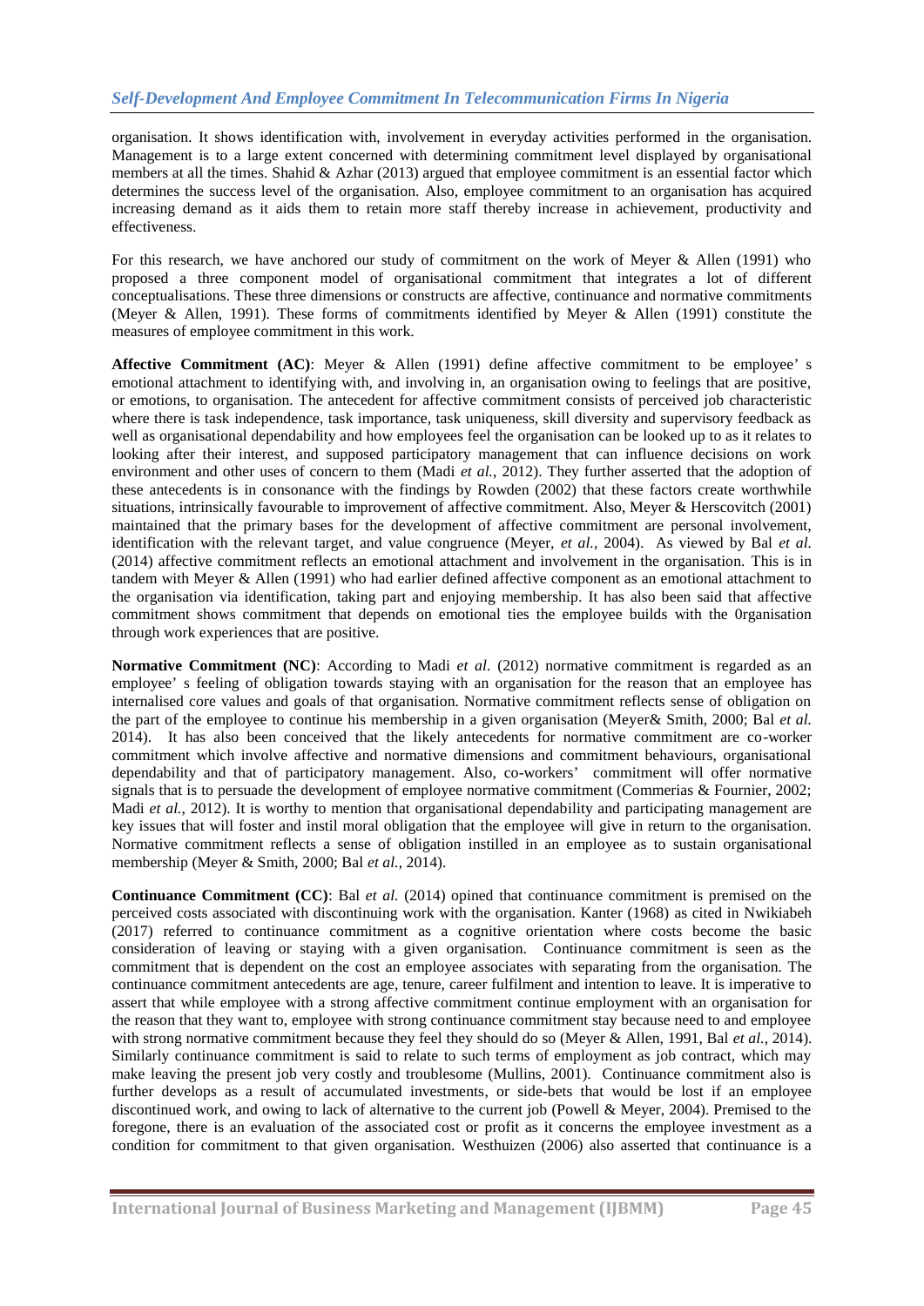organisation. It shows identification with, involvement in everyday activities performed in the organisation. Management is to a large extent concerned with determining commitment level displayed by organisational members at all the times. Shahid & Azhar (2013) argued that employee commitment is an essential factor which determines the success level of the organisation. Also, employee commitment to an organisation has acquired increasing demand as it aids them to retain more staff thereby increase in achievement, productivity and effectiveness.

For this research, we have anchored our study of commitment on the work of Meyer & Allen (1991) who proposed a three component model of organisational commitment that integrates a lot of different conceptualisations. These three dimensions or constructs are affective, continuance and normative commitments (Meyer & Allen, 1991). These forms of commitments identified by Meyer & Allen (1991) constitute the measures of employee commitment in this work.

**Affective Commitment (AC)**: Meyer & Allen (1991) define affective commitment to be employee' s emotional attachment to identifying with, and involving in, an organisation owing to feelings that are positive, or emotions, to organisation. The antecedent for affective commitment consists of perceived job characteristic where there is task independence, task importance, task uniqueness, skill diversity and supervisory feedback as well as organisational dependability and how employees feel the organisation can be looked up to as it relates to looking after their interest, and supposed participatory management that can influence decisions on work environment and other uses of concern to them (Madi *et al.*, 2012). They further asserted that the adoption of these antecedents is in consonance with the findings by Rowden (2002) that these factors create worthwhile situations, intrinsically favourable to improvement of affective commitment. Also, Meyer & Herscovitch (2001) maintained that the primary bases for the development of affective commitment are personal involvement, identification with the relevant target, and value congruence (Meyer, *et al.*, 2004). As viewed by Bal *et al.* (2014) affective commitment reflects an emotional attachment and involvement in the organisation. This is in tandem with Meyer & Allen (1991) who had earlier defined affective component as an emotional attachment to the organisation via identification, taking part and enjoying membership. It has also been said that affective commitment shows commitment that depends on emotional ties the employee builds with the 0rganisation through work experiences that are positive.

**Normative Commitment (NC)**: According to Madi *et al.* (2012) normative commitment is regarded as an employee' s feeling of obligation towards staying with an organisation for the reason that an employee has internalised core values and goals of that organisation. Normative commitment reflects sense of obligation on the part of the employee to continue his membership in a given organisation (Meyer& Smith, 2000; Bal *et al.* 2014). It has also been conceived that the likely antecedents for normative commitment are co-worker commitment which involve affective and normative dimensions and commitment behaviours, organisational dependability and that of participatory management. Also, co-workers' commitment will offer normative signals that is to persuade the development of employee normative commitment (Commerias & Fournier, 2002; Madi *et al.*, 2012). It is worthy to mention that organisational dependability and participating management are key issues that will foster and instil moral obligation that the employee will give in return to the organisation. Normative commitment reflects a sense of obligation instilled in an employee as to sustain organisational membership (Meyer & Smith, 2000; Bal *et al.*, 2014).

**Continuance Commitment (CC)**: Bal *et al.* (2014) opined that continuance commitment is premised on the perceived costs associated with discontinuing work with the organisation. Kanter (1968) as cited in Nwikiabeh (2017) referred to continuance commitment as a cognitive orientation where costs become the basic consideration of leaving or staying with a given organisation. Continuance commitment is seen as the commitment that is dependent on the cost an employee associates with separating from the organisation. The continuance commitment antecedents are age, tenure, career fulfilment and intention to leave. It is imperative to assert that while employee with a strong affective commitment continue employment with an organisation for the reason that they want to, employee with strong continuance commitment stay because need to and employee with strong normative commitment because they feel they should do so (Meyer & Allen, 1991, Bal *et al.*, 2014). Similarly continuance commitment is said to relate to such terms of employment as job contract, which may make leaving the present job very costly and troublesome (Mullins, 2001). Continuance commitment also is further develops as a result of accumulated investments, or side-bets that would be lost if an employee discontinued work, and owing to lack of alternative to the current job (Powell & Meyer, 2004). Premised to the foregone, there is an evaluation of the associated cost or profit as it concerns the employee investment as a condition for commitment to that given organisation. Westhuizen (2006) also asserted that continuance is a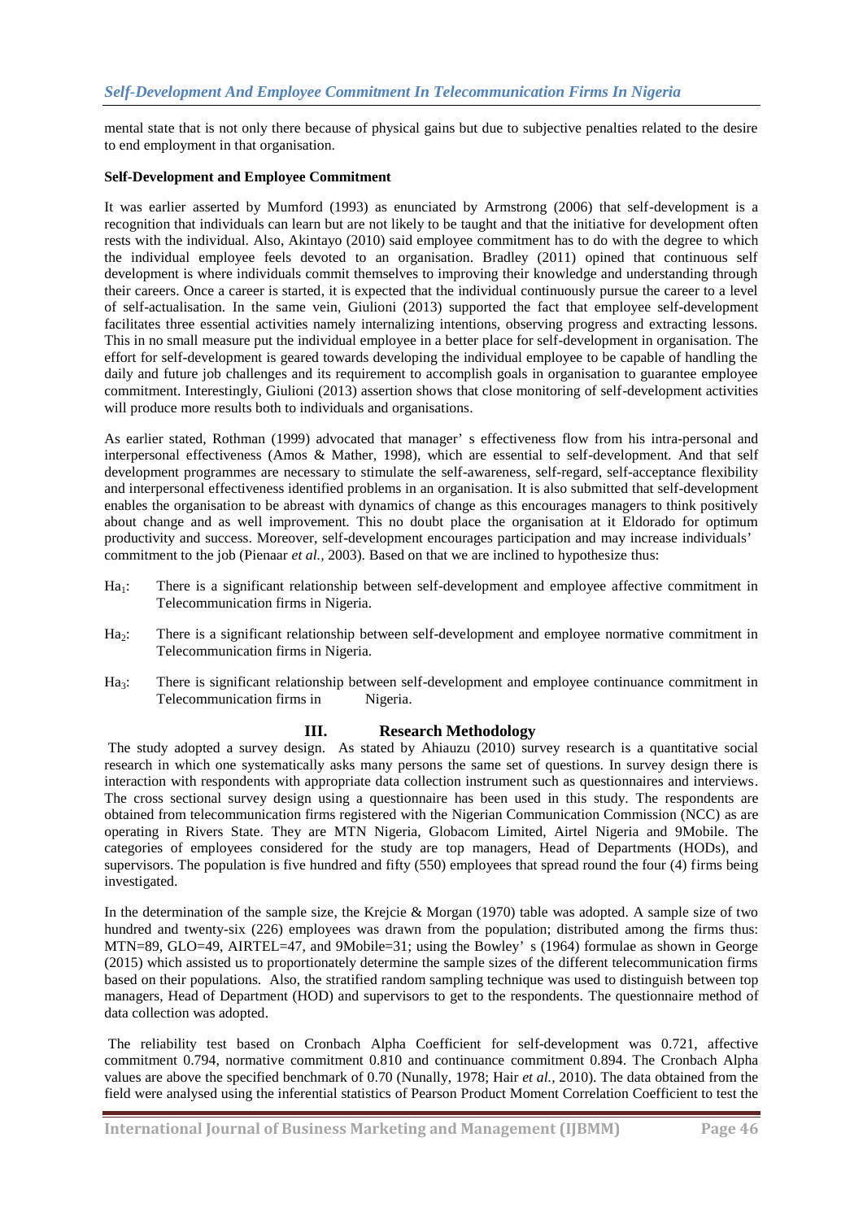mental state that is not only there because of physical gains but due to subjective penalties related to the desire to end employment in that organisation.

**Self-Development and Employee Commitment**

It was earlier asserted by Mumford (1993) as enunciated by Armstrong (2006) that self-development is a recognition that individuals can learn but are not likely to be taught and that the initiative for development often rests with the individual. Also, Akintayo (2010) said employee commitment has to do with the degree to which the individual employee feels devoted to an organisation. Bradley (2011) opined that continuous self development is where individuals commit themselves to improving their knowledge and understanding through their careers. Once a career is started, it is expected that the individual continuously pursue the career to a level of self-actualisation. In the same vein, Giulioni (2013) supported the fact that employee self-development facilitates three essential activities namely internalizing intentions, observing progress and extracting lessons. This in no small measure put the individual employee in a better place for self-development in organisation. The effort for self-development is geared towards developing the individual employee to be capable of handling the daily and future job challenges and its requirement to accomplish goals in organisation to guarantee employee commitment. Interestingly, Giulioni (2013) assertion shows that close monitoring of self-development activities will produce more results both to individuals and organisations.

As earlier stated, Rothman (1999) advocated that manager' s effectiveness flow from his intra-personal and interpersonal effectiveness (Amos & Mather, 1998), which are essential to self-development. And that self development programmes are necessary to stimulate the self-awareness, self-regard, self-acceptance flexibility and interpersonal effectiveness identified problems in an organisation. It is also submitted that self-development enables the organisation to be abreast with dynamics of change as this encourages managers to think positively about change and as well improvement. This no doubt place the organisation at it Eldorado for optimum productivity and success. Moreover, self-development encourages participation and may increase individuals' commitment to the job (Pienaar *et al.,* 2003). Based on that we are inclined to hypothesize thus:

$Ha_1$: There is a significant relationship between self-development and employee affective commitment in Telecommunication firms in Nigeria.

$Ha_2$: There is a significant relationship between self-development and employee normative commitment in Telecommunication firms in Nigeria.

$Ha_3$: There is significant relationship between self-development and employee continuance commitment in Telecommunication firms in Nigeria.

## III. Research Methodology

The study adopted a survey design. As stated by Ahiauzu (2010) survey research is a quantitative social research in which one systematically asks many persons the same set of questions. In survey design there is interaction with respondents with appropriate data collection instrument such as questionnaires and interviews. The cross sectional survey design using a questionnaire has been used in this study. The respondents are obtained from telecommunication firms registered with the Nigerian Communication Commission (NCC) as are operating in Rivers State. They are MTN Nigeria, Globacom Limited, Airtel Nigeria and 9Mobile. The categories of employees considered for the study are top managers, Head of Departments (HODs), and supervisors. The population is five hundred and fifty (550) employees that spread round the four (4) firms being investigated.

In the determination of the sample size, the Krejcie & Morgan (1970) table was adopted. A sample size of two hundred and twenty-six (226) employees was drawn from the population; distributed among the firms thus: MTN=89, GLO=49, AIRTEL=47, and 9Mobile=31; using the Bowley' s (1964) formulae as shown in George (2015) which assisted us to proportionately determine the sample sizes of the different telecommunication firms based on their populations. Also, the stratified random sampling technique was used to distinguish between top managers, Head of Department (HOD) and supervisors to get to the respondents. The questionnaire method of data collection was adopted.

The reliability test based on Cronbach Alpha Coefficient for self-development was 0.721, affective commitment 0.794, normative commitment 0.810 and continuance commitment 0.894. The Cronbach Alpha values are above the specified benchmark of 0.70 (Nunally, 1978; Hair *et al.,* 2010). The data obtained from the field were analysed using the inferential statistics of Pearson Product Moment Correlation Coefficient to test the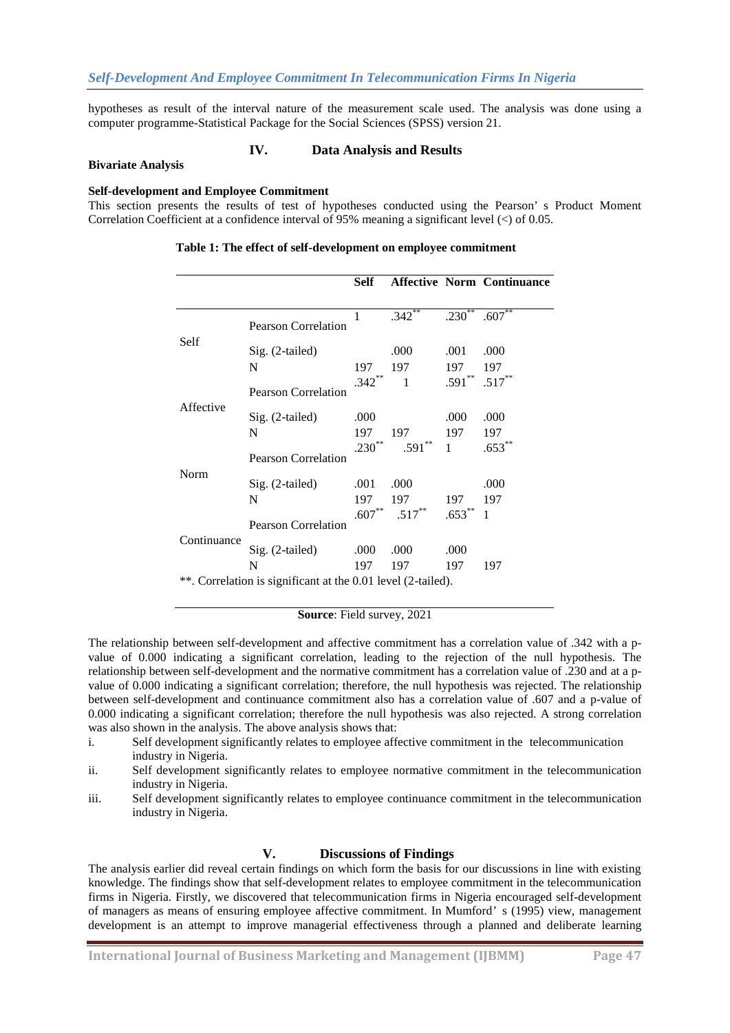hypotheses as result of the interval nature of the measurement scale used. The analysis was done using a computer programme-Statistical Package for the Social Sciences (SPSS) version 21.

## IV. Data Analysis and Results

**Bivariate Analysis**

**Self-development and Employee Commitment**

This section presents the results of test of hypotheses conducted using the Pearson' s Product Moment Correlation Coefficient at a confidence interval of 95% meaning a significant level (<) of 0.05.

**Table 1: The effect of self-development on employee commitment**

| | | Self | Affective | Norm | Continuance |
|---|---|---|---|---|---|
| Self | Pearson Correlation | 1 | .342** | .230** | .607** |
| | Sig. (2-tailed) | | .000 | .001 | .000 |
| | N | 197 | 197 | 197 | 197 |
| Affective | Pearson Correlation | .342** | 1 | .591** | .517** |
| | Sig. (2-tailed) | .000 | | .000 | .000 |
| | N | 197 | 197 | 197 | 197 |
| Norm | Pearson Correlation | .230** | .591** | 1 | .653** |
| | Sig. (2-tailed) | .001 | .000 | | .000 |
| | N | 197 | 197 | 197 | 197 |
| Continuance | Pearson Correlation | .607** | .517** | .653** | 1 |
| | Sig. (2-tailed) | .000 | .000 | .000 | |
| | N | 197 | 197 | 197 | 197 |

**. Correlation is significant at the 0.01 level (2-tailed).

**Source**: Field survey, 2021

The relationship between self-development and affective commitment has a correlation value of .342 with a p-value of 0.000 indicating a significant correlation, leading to the rejection of the null hypothesis. The relationship between self-development and the normative commitment has a correlation value of .230 and at a p-value of 0.000 indicating a significant correlation; therefore, the null hypothesis was rejected. The relationship between self-development and continuance commitment also has a correlation value of .607 and a p-value of 0.000 indicating a significant correlation; therefore the null hypothesis was also rejected. A strong correlation was also shown in the analysis. The above analysis shows that:

i. Self development significantly relates to employee affective commitment in the telecommunication industry in Nigeria.
ii. Self development significantly relates to employee normative commitment in the telecommunication industry in Nigeria.
iii. Self development significantly relates to employee continuance commitment in the telecommunication industry in Nigeria.

## V. Discussions of Findings

The analysis earlier did reveal certain findings on which form the basis for our discussions in line with existing knowledge. The findings show that self-development relates to employee commitment in the telecommunication firms in Nigeria. Firstly, we discovered that telecommunication firms in Nigeria encouraged self-development of managers as means of ensuring employee affective commitment. In Mumford' s (1995) view, management development is an attempt to improve managerial effectiveness through a planned and deliberate learning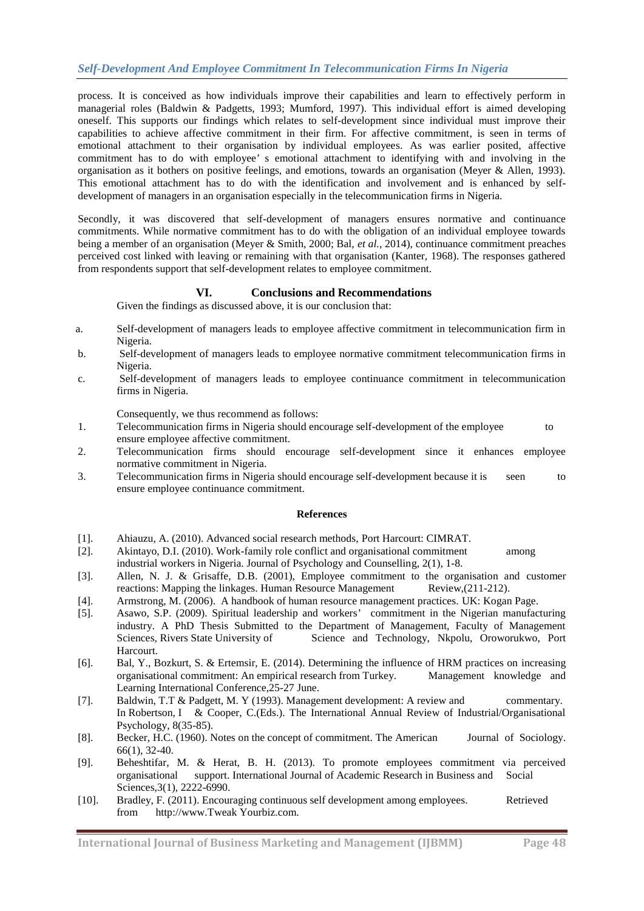process. It is conceived as how individuals improve their capabilities and learn to effectively perform in managerial roles (Baldwin & Padgetts, 1993; Mumford, 1997). This individual effort is aimed developing oneself. This supports our findings which relates to self-development since individual must improve their capabilities to achieve affective commitment in their firm. For affective commitment, is seen in terms of emotional attachment to their organisation by individual employees. As was earlier posited, affective commitment has to do with employee' s emotional attachment to identifying with and involving in the organisation as it bothers on positive feelings, and emotions, towards an organisation (Meyer & Allen, 1993). This emotional attachment has to do with the identification and involvement and is enhanced by self-development of managers in an organisation especially in the telecommunication firms in Nigeria.

Secondly, it was discovered that self-development of managers ensures normative and continuance commitments. While normative commitment has to do with the obligation of an individual employee towards being a member of an organisation (Meyer & Smith, 2000; Bal, *et al.*, 2014), continuance commitment preaches perceived cost linked with leaving or remaining with that organisation (Kanter, 1968). The responses gathered from respondents support that self-development relates to employee commitment.

## VI. Conclusions and Recommendations

Given the findings as discussed above, it is our conclusion that:

a. Self-development of managers leads to employee affective commitment in telecommunication firm in Nigeria.
b. Self-development of managers leads to employee normative commitment telecommunication firms in Nigeria.
c. Self-development of managers leads to employee continuance commitment in telecommunication firms in Nigeria.

Consequently, we thus recommend as follows:

1. Telecommunication firms in Nigeria should encourage self-development of the employee to ensure employee affective commitment.
2. Telecommunication firms should encourage self-development since it enhances employee normative commitment in Nigeria.
3. Telecommunication firms in Nigeria should encourage self-development because it is seen to ensure employee continuance commitment.

## References

[1]. Ahiauzu, A. (2010). Advanced social research methods, Port Harcourt: CIMRAT.

[2]. Akintayo, D.I. (2010). Work-family role conflict and organisational commitment among industrial workers in Nigeria. Journal of Psychology and Counselling, 2(1), 1-8.

[3]. Allen, N. J. & Grisaffe, D.B. (2001), Employee commitment to the organisation and customer reactions: Mapping the linkages. Human Resource Management Review,(211-212).

[4]. Armstrong, M. (2006). A handbook of human resource management practices. UK: Kogan Page.

[5]. Asawo, S.P. (2009). Spiritual leadership and workers' commitment in the Nigerian manufacturing industry. A PhD Thesis Submitted to the Department of Management, Faculty of Management Sciences, Rivers State University of Science and Technology, Nkpolu, Oroworukwo, Port Harcourt.

[6]. Bal, Y., Bozkurt, S. & Ertemsir, E. (2014). Determining the influence of HRM practices on increasing organisational commitment: An empirical research from Turkey. Management knowledge and Learning International Conference,25-27 June.

[7]. Baldwin, T.T & Padgett, M. Y (1993). Management development: A review and commentary. In Robertson, I & Cooper, C.(Eds.). The International Annual Review of Industrial/Organisational Psychology, 8(35-85).

[8]. Becker, H.C. (1960). Notes on the concept of commitment. The American Journal of Sociology. 66(1), 32-40.

[9]. Beheshtifar, M. & Herat, B. H. (2013). To promote employees commitment via perceived organisational support. International Journal of Academic Research in Business and Social Sciences,3(1), 2222-6990.

[10]. Bradley, F. (2011). Encouraging continuous self development among employees. Retrieved from http://www.Tweak Yourbiz.com.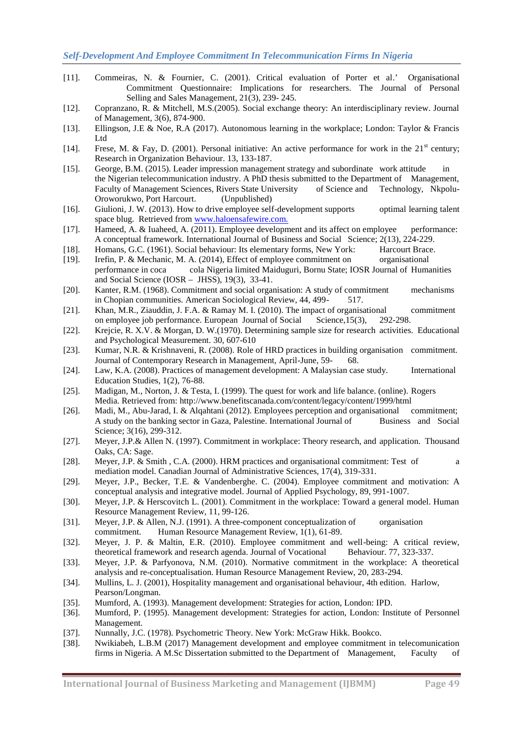[11]. Commeiras, N. & Fournier, C. (2001). Critical evaluation of Porter et al.' Organisational Commitment Questionnaire: Implications for researchers. The Journal of Personal Selling and Sales Management, 21(3), 239- 245.

[12]. Copranzano, R. & Mitchell, M.S.(2005). Social exchange theory: An interdisciplinary review. Journal of Management, 3(6), 874-900.

[13]. Ellingson, J.E & Noe, R.A (2017). Autonomous learning in the workplace; London: Taylor & Francis Ltd

[14]. Frese, M. & Fay, D. (2001). Personal initiative: An active performance for work in the 21st century; Research in Organization Behaviour. 13, 133-187.

[15]. George, B.M. (2015). Leader impression management strategy and subordinate work attitude in the Nigerian telecommunication industry. A PhD thesis submitted to the Department of Management, Faculty of Management Sciences, Rivers State University of Science and Technology, Nkpolu-Oroworukwo, Port Harcourt. (Unpublished)

[16]. Giulioni, J. W. (2013). How to drive employee self-development supports optimal learning talent space blug. Retrieved from www.haloensafewire.com.

[17]. Hameed, A. & Iuaheed, A. (2011). Employee development and its affect on employee performance: A conceptual framework. International Journal of Business and Social Science; 2(13), 224-229.

[18]. Homans, G.C. (1961). Social behaviour: Its elementary forms, New York: Harcourt Brace.

[19]. Irefin, P. & Mechanic, M. A. (2014), Effect of employee commitment on organisational performance in coca cola Nigeria limited Maiduguri, Bornu State; IOSR Journal of Humanities and Social Science (IOSR – JHSS), 19(3), 33-41.

[20]. Kanter, R.M. (1968). Commitment and social organisation: A study of commitment mechanisms in Chopian communities. American Sociological Review, 44, 499- 517.

[21]. Khan, M.R., Ziauddin, J. F.A. & Ramay M. I. (2010). The impact of organisational commitment on employee job performance. European Journal of Social Science,15(3), 292-298.

[22]. Krejcie, R. X.V. & Morgan, D. W.(1970). Determining sample size for research activities. Educational and Psychological Measurement. 30, 607-610

[23]. Kumar, N.R. & Krishnaveni, R. (2008). Role of HRD practices in building organisation commitment. Journal of Contemporary Research in Management, April-June, 59- 68.

[24]. Law, K.A. (2008). Practices of management development: A Malaysian case study. International Education Studies, 1(2), 76-88.

[25]. Madigan, M., Norton, J. & Testa, I. (1999). The quest for work and life balance. (online). Rogers Media. Retrieved from: http://www.benefitscanada.com/content/legacy/content/1999/html

[26]. Madi, M., Abu-Jarad, I. & Alqahtani (2012). Employees perception and organisational commitment; A study on the banking sector in Gaza, Palestine. International Journal of Business and Social Science; 3(16), 299-312.

[27]. Meyer, J.P.& Allen N. (1997). Commitment in workplace: Theory research, and application. Thousand Oaks, CA: Sage.

[28]. Meyer, J.P. & Smith , C.A. (2000). HRM practices and organisational commitment: Test of a mediation model. Canadian Journal of Administrative Sciences, 17(4), 319-331.

[29]. Meyer, J.P., Becker, T.E. & Vandenberghe. C. (2004). Employee commitment and motivation: A conceptual analysis and integrative model. Journal of Applied Psychology, 89, 991-1007.

[30]. Meyer, J.P. & Herscovitch L. (2001). Commitment in the workplace: Toward a general model. Human Resource Management Review, 11, 99-126.

[31]. Meyer, J.P. & Allen, N.J. (1991). A three-component conceptualization of organisation commitment. Human Resource Management Review, 1(1), 61-89.

[32]. Meyer, J. P. & Maltin, E.R. (2010). Employee commitment and well-being: A critical review, theoretical framework and research agenda. Journal of Vocational Behaviour. 77, 323-337.

[33]. Meyer, J.P. & Parfyonova, N.M. (2010). Normative commitment in the workplace: A theoretical analysis and re-conceptualisation. Human Resource Management Review, 20, 283-294.

[34]. Mullins, L. J. (2001), Hospitality management and organisational behaviour, 4th edition. Harlow, Pearson/Longman.

[35]. Mumford, A. (1993). Management development: Strategies for action, London: IPD.

[36]. Mumford, P. (1995). Management development: Strategies for action, London: Institute of Personnel Management.

[37]. Nunnally, J.C. (1978). Psychometric Theory. New York: McGraw Hikk. Bookco.

[38]. Nwikiabeh, L.B.M (2017) Management development and employee commitment in telecomunication firms in Nigeria. A M.Sc Dissertation submitted to the Department of Management, Faculty of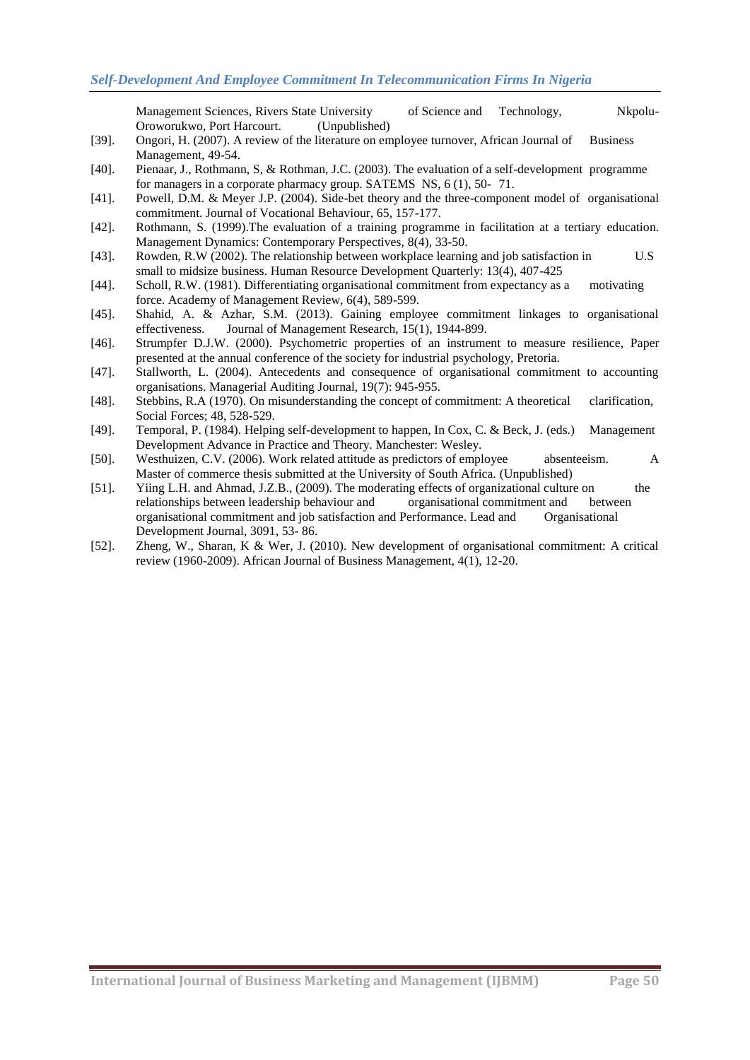Management Sciences, Rivers State University of Science and Technology, Nkpolu-Oroworukwo, Port Harcourt. (Unpublished)

[39]. Ongori, H. (2007). A review of the literature on employee turnover, African Journal of Business Management, 49-54.

[40]. Pienaar, J., Rothmann, S, & Rothman, J.C. (2003). The evaluation of a self-development programme for managers in a corporate pharmacy group. SATEMS NS, 6 (1), 50- 71.

[41]. Powell, D.M. & Meyer J.P. (2004). Side-bet theory and the three-component model of organisational commitment. Journal of Vocational Behaviour, 65, 157-177.

[42]. Rothmann, S. (1999).The evaluation of a training programme in facilitation at a tertiary education. Management Dynamics: Contemporary Perspectives, 8(4), 33-50.

[43]. Rowden, R.W (2002). The relationship between workplace learning and job satisfaction in U.S small to midsize business. Human Resource Development Quarterly: 13(4), 407-425

[44]. Scholl, R.W. (1981). Differentiating organisational commitment from expectancy as a motivating force. Academy of Management Review, 6(4), 589-599.

[45]. Shahid, A. & Azhar, S.M. (2013). Gaining employee commitment linkages to organisational effectiveness. Journal of Management Research, 15(1), 1944-899.

[46]. Strumpfer D.J.W. (2000). Psychometric properties of an instrument to measure resilience, Paper presented at the annual conference of the society for industrial psychology, Pretoria.

[47]. Stallworth, L. (2004). Antecedents and consequence of organisational commitment to accounting organisations. Managerial Auditing Journal, 19(7): 945-955.

[48]. Stebbins, R.A (1970). On misunderstanding the concept of commitment: A theoretical clarification, Social Forces; 48, 528-529.

[49]. Temporal, P. (1984). Helping self-development to happen, In Cox, C. & Beck, J. (eds.) Management Development Advance in Practice and Theory. Manchester: Wesley.

[50]. Westhuizen, C.V. (2006). Work related attitude as predictors of employee absenteeism. A Master of commerce thesis submitted at the University of South Africa. (Unpublished)

[51]. Yiing L.H. and Ahmad, J.Z.B., (2009). The moderating effects of organizational culture on the relationships between leadership behaviour and organisational commitment and between organisational commitment and job satisfaction and Performance. Lead and Organisational Development Journal, 3091, 53- 86.

[52]. Zheng, W., Sharan, K & Wer, J. (2010). New development of organisational commitment: A critical review (1960-2009). African Journal of Business Management, 4(1), 12-20.